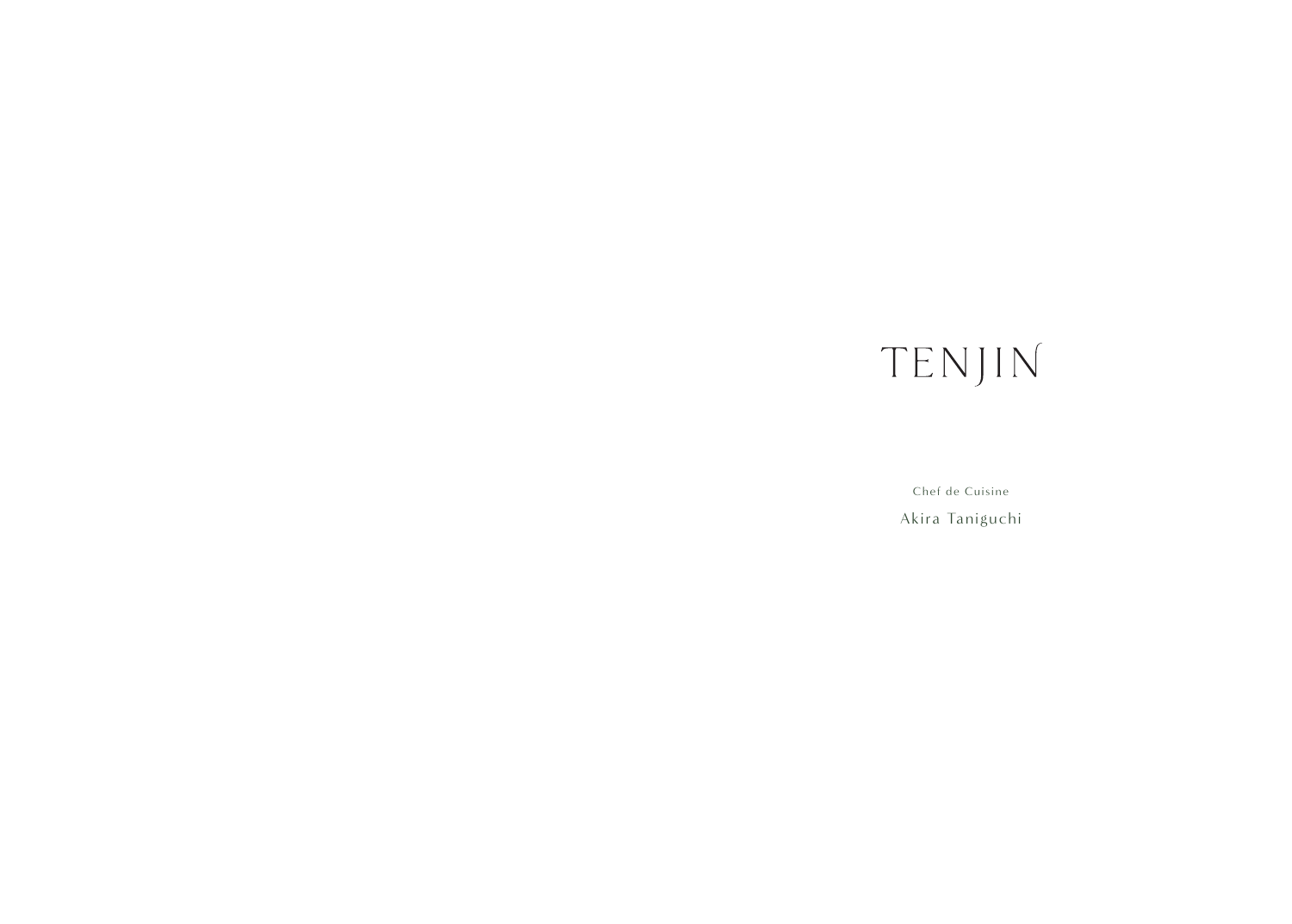# TENJIN

Chef de Cuisine

Akira Taniguchi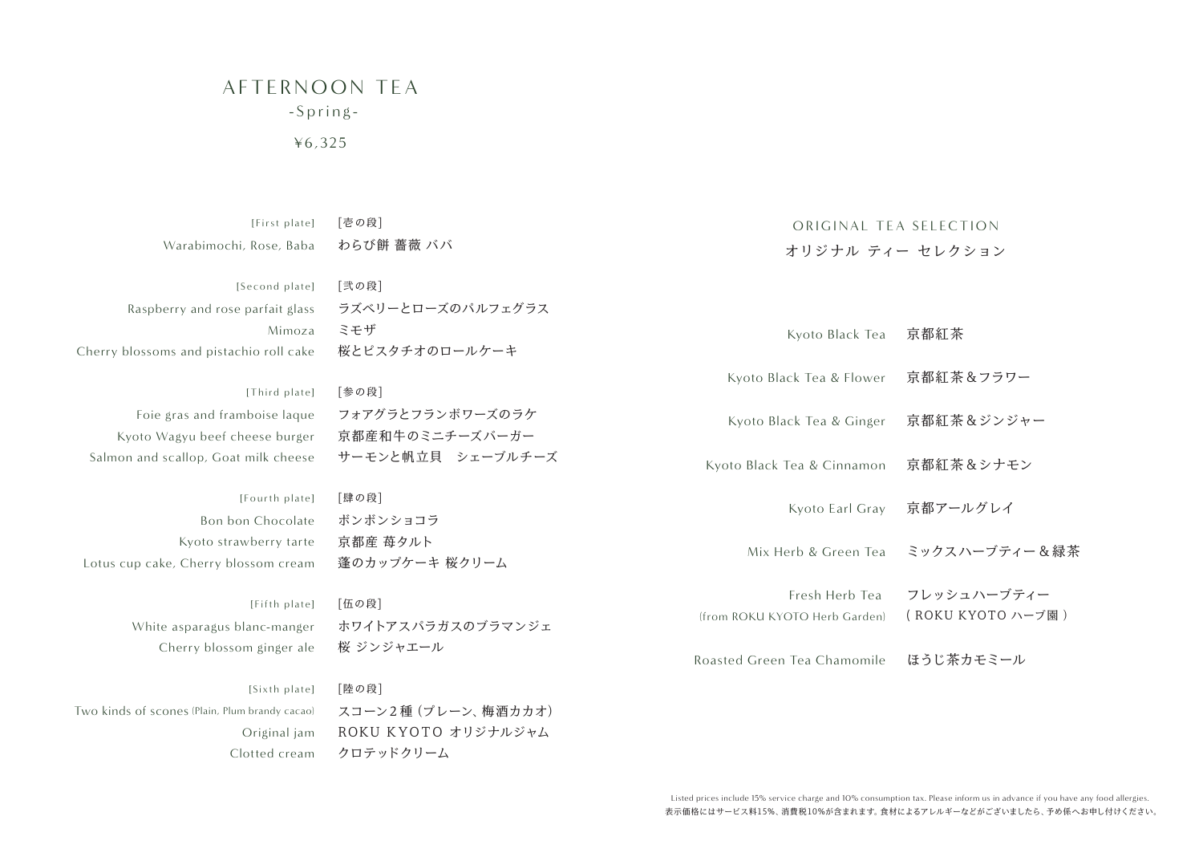# AFTERNOON TEA

-Spring-

¥6,325

| | |
|---|---|
| [First plate] | [壱の段] |
| Warabimochi, Rose, Baba | わらび餅 薔薇 ババ |
| [Second plate] | [弐の段] |
| Raspberry and rose parfait glass | ラズベリーとローズのパルフェグラス |
| Mimoza | ミモザ |
| Cherry blossoms and pistachio roll cake | 桜とピスタチオのロールケーキ |
| [Third plate] | [参の段] |
| Foie gras and framboise laque | フォアグラとフランボワーズのラケ |
| Kyoto Wagyu beef cheese burger | 京都産和牛のミニチーズバーガー |
| Salmon and scallop, Goat milk cheese | サーモンと帆立貝　シェーブルチーズ |
| [Fourth plate] | [肆の段] |
| Bon bon Chocolate | ボンボンショコラ |
| Kyoto strawberry tarte | 京都産 苺タルト |
| Lotus cup cake, Cherry blossom cream | 蓮のカップケーキ 桜クリーム |
| [Fifth plate] | [伍の段] |
| White asparagus blanc-manger | ホワイトアスパラガスのブラマンジェ |
| Cherry blossom ginger ale | 桜 ジンジャエール |
| [Sixth plate] | [陸の段] |
| Two kinds of scones (Plain, Plum brandy cacao) | スコーン２種（プレーン、梅酒カカオ） |
| Original jam | ROKU KYOTO オリジナルジャム |
| Clotted cream | クロテッドクリーム |

## ORIGINAL TEA SELECTION
## オリジナル ティー セレクション

| | |
|---|---|
| Kyoto Black Tea | 京都紅茶 |
| Kyoto Black Tea & Flower | 京都紅茶＆フラワー |
| Kyoto Black Tea & Ginger | 京都紅茶＆ジンジャー |
| Kyoto Black Tea & Cinnamon | 京都紅茶＆シナモン |
| Kyoto Earl Gray | 京都アールグレイ |
| Mix Herb & Green Tea | ミックスハーブティー＆緑茶 |
| Fresh Herb Tea (from ROKU KYOTO Herb Garden) | フレッシュハーブティー（ROKU KYOTO ハーブ園） |
| Roasted Green Tea Chamomile | ほうじ茶カモミール |

Listed prices include 15% service charge and 10% consumption tax. Please inform us in advance if you have any food allergies.
表示価格にはサービス料15%、消費税10%が含まれます。食材によるアレルギーなどがございましたら、予め係へお申し付けください。